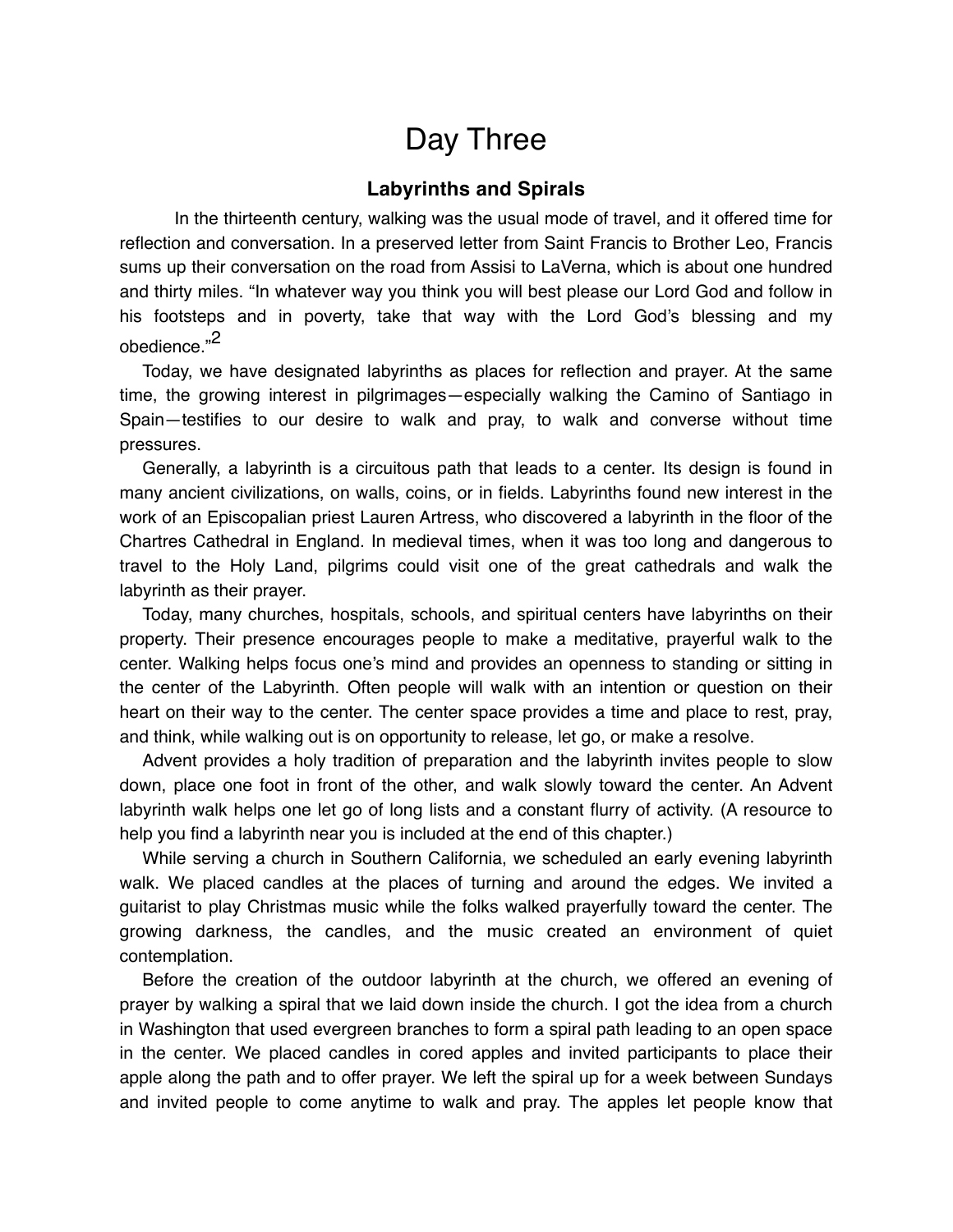# Day Three

## Labyrinths and Spirals

In the thirteenth century, walking was the usual mode of travel, and it offered time for reflection and conversation. In a preserved letter from Saint Francis to Brother Leo, Francis sums up their conversation on the road from Assisi to LaVerna, which is about one hundred and thirty miles. "In whatever way you think you will best please our Lord God and follow in his footsteps and in poverty, take that way with the Lord God's blessing and my obedience."[2]

Today, we have designated labyrinths as places for reflection and prayer. At the same time, the growing interest in pilgrimages—especially walking the Camino of Santiago in Spain—testifies to our desire to walk and pray, to walk and converse without time pressures.

Generally, a labyrinth is a circuitous path that leads to a center. Its design is found in many ancient civilizations, on walls, coins, or in fields. Labyrinths found new interest in the work of an Episcopalian priest Lauren Artress, who discovered a labyrinth in the floor of the Chartres Cathedral in England. In medieval times, when it was too long and dangerous to travel to the Holy Land, pilgrims could visit one of the great cathedrals and walk the labyrinth as their prayer.

Today, many churches, hospitals, schools, and spiritual centers have labyrinths on their property. Their presence encourages people to make a meditative, prayerful walk to the center. Walking helps focus one's mind and provides an openness to standing or sitting in the center of the Labyrinth. Often people will walk with an intention or question on their heart on their way to the center. The center space provides a time and place to rest, pray, and think, while walking out is on opportunity to release, let go, or make a resolve.

Advent provides a holy tradition of preparation and the labyrinth invites people to slow down, place one foot in front of the other, and walk slowly toward the center. An Advent labyrinth walk helps one let go of long lists and a constant flurry of activity. (A resource to help you find a labyrinth near you is included at the end of this chapter.)

While serving a church in Southern California, we scheduled an early evening labyrinth walk. We placed candles at the places of turning and around the edges. We invited a guitarist to play Christmas music while the folks walked prayerfully toward the center. The growing darkness, the candles, and the music created an environment of quiet contemplation.

Before the creation of the outdoor labyrinth at the church, we offered an evening of prayer by walking a spiral that we laid down inside the church. I got the idea from a church in Washington that used evergreen branches to form a spiral path leading to an open space in the center. We placed candles in cored apples and invited participants to place their apple along the path and to offer prayer. We left the spiral up for a week between Sundays and invited people to come anytime to walk and pray. The apples let people know that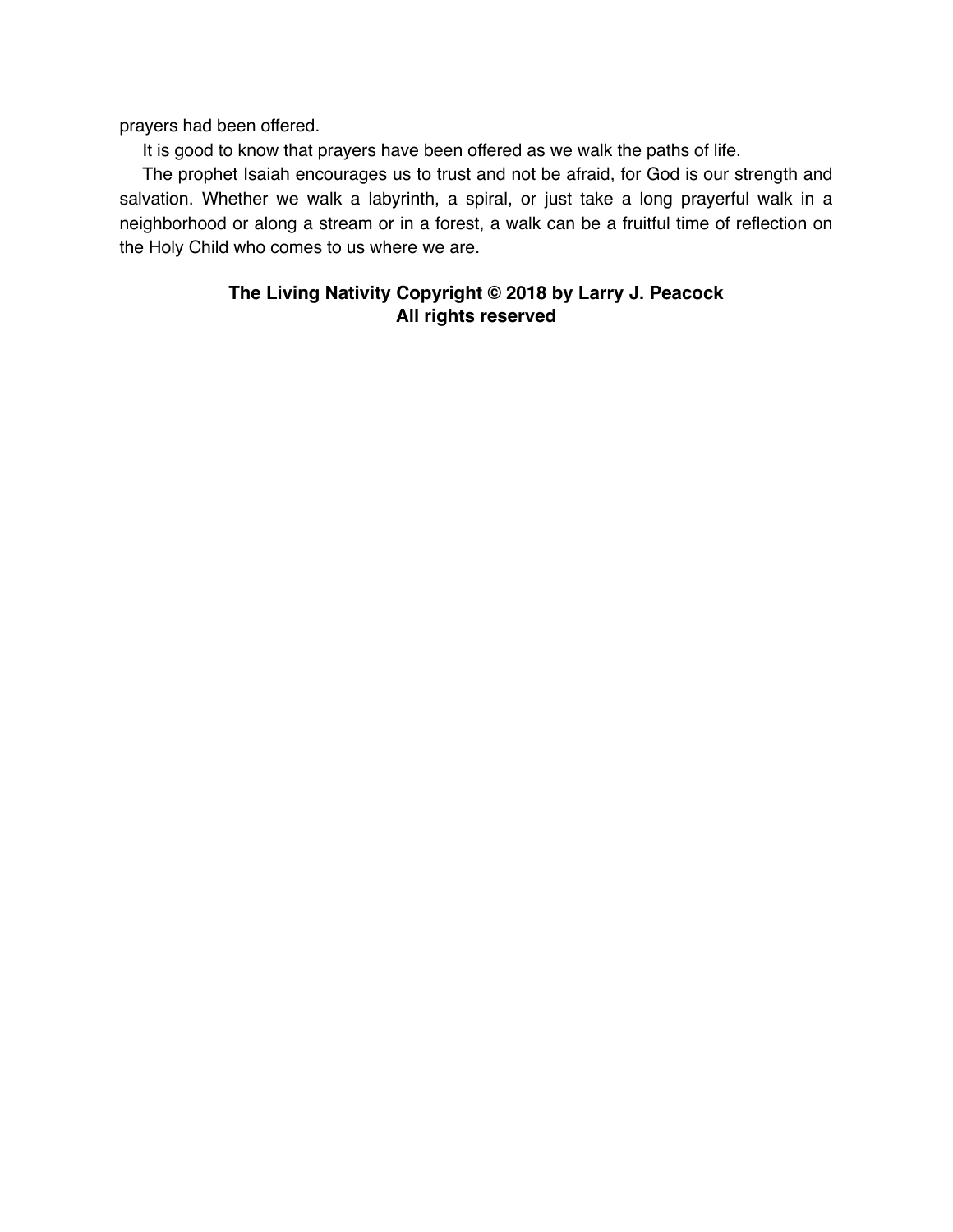prayers had been offered.

It is good to know that prayers have been offered as we walk the paths of life.

The prophet Isaiah encourages us to trust and not be afraid, for God is our strength and salvation. Whether we walk a labyrinth, a spiral, or just take a long prayerful walk in a neighborhood or along a stream or in a forest, a walk can be a fruitful time of reflection on the Holy Child who comes to us where we are.

**The Living Nativity Copyright © 2018 by Larry J. Peacock**
**All rights reserved**